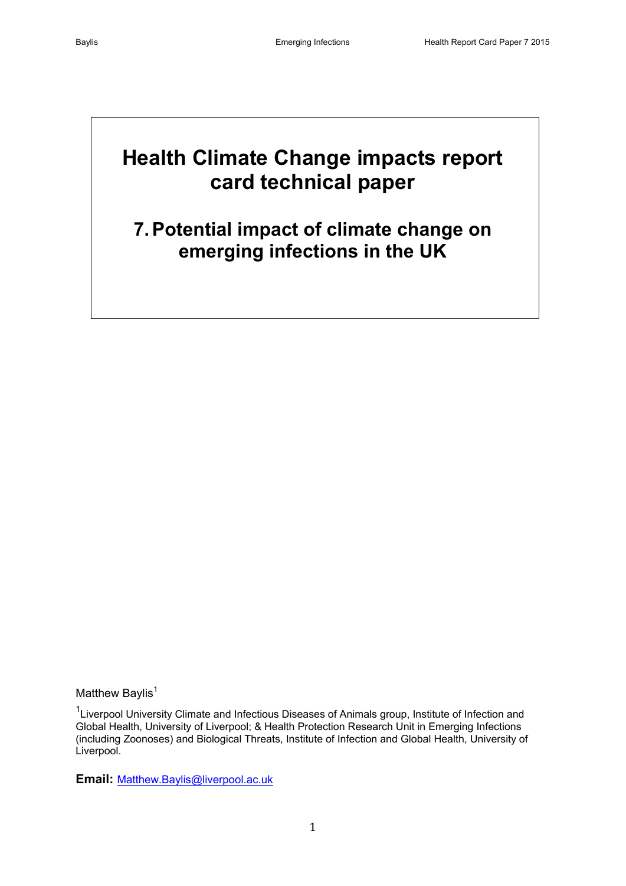# Health Climate Change impacts report card technical paper

## 7. Potential impact of climate change on emerging infections in the UK

Matthew Baylis[1]

[1]Liverpool University Climate and Infectious Diseases of Animals group, Institute of Infection and Global Health, University of Liverpool; & Health Protection Research Unit in Emerging Infections (including Zoonoses) and Biological Threats, Institute of Infection and Global Health, University of Liverpool.

**Email:** Matthew.Baylis@liverpool.ac.uk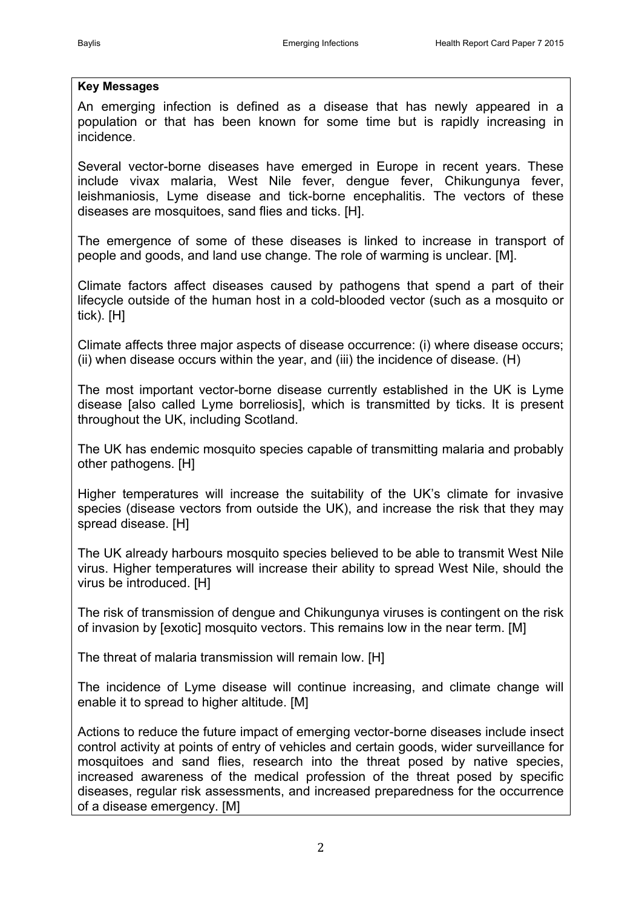**Key Messages**

An emerging infection is defined as a disease that has newly appeared in a population or that has been known for some time but is rapidly increasing in incidence.

Several vector-borne diseases have emerged in Europe in recent years. These include vivax malaria, West Nile fever, dengue fever, Chikungunya fever, leishmaniosis, Lyme disease and tick-borne encephalitis. The vectors of these diseases are mosquitoes, sand flies and ticks. [H].

The emergence of some of these diseases is linked to increase in transport of people and goods, and land use change. The role of warming is unclear. [M].

Climate factors affect diseases caused by pathogens that spend a part of their lifecycle outside of the human host in a cold-blooded vector (such as a mosquito or tick). [H]

Climate affects three major aspects of disease occurrence: (i) where disease occurs; (ii) when disease occurs within the year, and (iii) the incidence of disease. (H)

The most important vector-borne disease currently established in the UK is Lyme disease [also called Lyme borreliosis], which is transmitted by ticks. It is present throughout the UK, including Scotland.

The UK has endemic mosquito species capable of transmitting malaria and probably other pathogens. [H]

Higher temperatures will increase the suitability of the UK's climate for invasive species (disease vectors from outside the UK), and increase the risk that they may spread disease. [H]

The UK already harbours mosquito species believed to be able to transmit West Nile virus. Higher temperatures will increase their ability to spread West Nile, should the virus be introduced. [H]

The risk of transmission of dengue and Chikungunya viruses is contingent on the risk of invasion by [exotic] mosquito vectors. This remains low in the near term. [M]

The threat of malaria transmission will remain low. [H]

The incidence of Lyme disease will continue increasing, and climate change will enable it to spread to higher altitude. [M]

Actions to reduce the future impact of emerging vector-borne diseases include insect control activity at points of entry of vehicles and certain goods, wider surveillance for mosquitoes and sand flies, research into the threat posed by native species, increased awareness of the medical profession of the threat posed by specific diseases, regular risk assessments, and increased preparedness for the occurrence of a disease emergency. [M]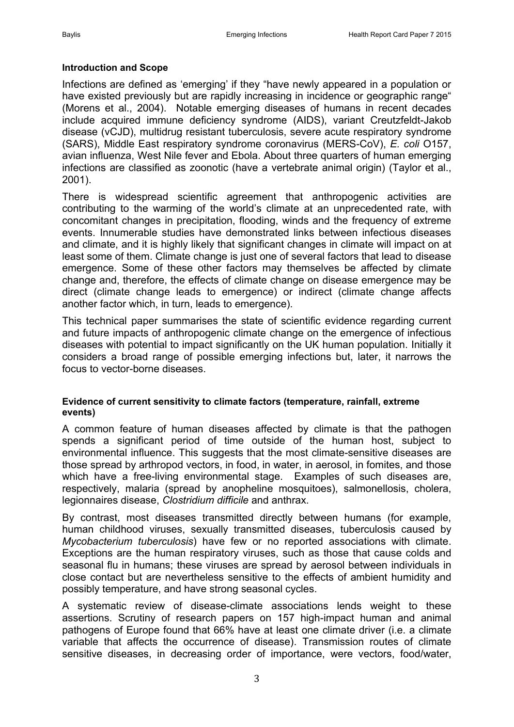**Introduction and Scope**

Infections are defined as 'emerging' if they "have newly appeared in a population or have existed previously but are rapidly increasing in incidence or geographic range" (Morens et al., 2004). Notable emerging diseases of humans in recent decades include acquired immune deficiency syndrome (AIDS), variant Creutzfeldt-Jakob disease (vCJD), multidrug resistant tuberculosis, severe acute respiratory syndrome (SARS), Middle East respiratory syndrome coronavirus (MERS-CoV), *E. coli* O157, avian influenza, West Nile fever and Ebola. About three quarters of human emerging infections are classified as zoonotic (have a vertebrate animal origin) (Taylor et al., 2001).

There is widespread scientific agreement that anthropogenic activities are contributing to the warming of the world's climate at an unprecedented rate, with concomitant changes in precipitation, flooding, winds and the frequency of extreme events. Innumerable studies have demonstrated links between infectious diseases and climate, and it is highly likely that significant changes in climate will impact on at least some of them. Climate change is just one of several factors that lead to disease emergence. Some of these other factors may themselves be affected by climate change and, therefore, the effects of climate change on disease emergence may be direct (climate change leads to emergence) or indirect (climate change affects another factor which, in turn, leads to emergence).

This technical paper summarises the state of scientific evidence regarding current and future impacts of anthropogenic climate change on the emergence of infectious diseases with potential to impact significantly on the UK human population. Initially it considers a broad range of possible emerging infections but, later, it narrows the focus to vector-borne diseases.

**Evidence of current sensitivity to climate factors (temperature, rainfall, extreme events)**

A common feature of human diseases affected by climate is that the pathogen spends a significant period of time outside of the human host, subject to environmental influence. This suggests that the most climate-sensitive diseases are those spread by arthropod vectors, in food, in water, in aerosol, in fomites, and those which have a free-living environmental stage. Examples of such diseases are, respectively, malaria (spread by anopheline mosquitoes), salmonellosis, cholera, legionnaires disease, *Clostridium difficile* and anthrax.

By contrast, most diseases transmitted directly between humans (for example, human childhood viruses, sexually transmitted diseases, tuberculosis caused by *Mycobacterium tuberculosis*) have few or no reported associations with climate. Exceptions are the human respiratory viruses, such as those that cause colds and seasonal flu in humans; these viruses are spread by aerosol between individuals in close contact but are nevertheless sensitive to the effects of ambient humidity and possibly temperature, and have strong seasonal cycles.

A systematic review of disease-climate associations lends weight to these assertions. Scrutiny of research papers on 157 high-impact human and animal pathogens of Europe found that 66% have at least one climate driver (i.e. a climate variable that affects the occurrence of disease). Transmission routes of climate sensitive diseases, in decreasing order of importance, were vectors, food/water,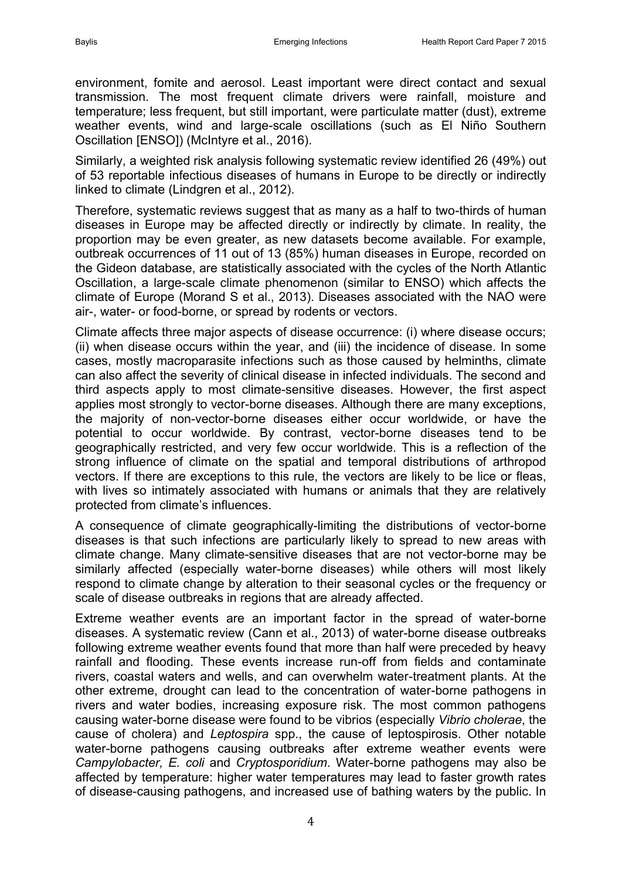environment, fomite and aerosol. Least important were direct contact and sexual transmission. The most frequent climate drivers were rainfall, moisture and temperature; less frequent, but still important, were particulate matter (dust), extreme weather events, wind and large-scale oscillations (such as El Niño Southern Oscillation [ENSO]) (McIntyre et al., 2016).

Similarly, a weighted risk analysis following systematic review identified 26 (49%) out of 53 reportable infectious diseases of humans in Europe to be directly or indirectly linked to climate (Lindgren et al., 2012).

Therefore, systematic reviews suggest that as many as a half to two-thirds of human diseases in Europe may be affected directly or indirectly by climate. In reality, the proportion may be even greater, as new datasets become available. For example, outbreak occurrences of 11 out of 13 (85%) human diseases in Europe, recorded on the Gideon database, are statistically associated with the cycles of the North Atlantic Oscillation, a large-scale climate phenomenon (similar to ENSO) which affects the climate of Europe (Morand S et al., 2013). Diseases associated with the NAO were air-, water- or food-borne, or spread by rodents or vectors.

Climate affects three major aspects of disease occurrence: (i) where disease occurs; (ii) when disease occurs within the year, and (iii) the incidence of disease. In some cases, mostly macroparasite infections such as those caused by helminths, climate can also affect the severity of clinical disease in infected individuals. The second and third aspects apply to most climate-sensitive diseases. However, the first aspect applies most strongly to vector-borne diseases. Although there are many exceptions, the majority of non-vector-borne diseases either occur worldwide, or have the potential to occur worldwide. By contrast, vector-borne diseases tend to be geographically restricted, and very few occur worldwide. This is a reflection of the strong influence of climate on the spatial and temporal distributions of arthropod vectors. If there are exceptions to this rule, the vectors are likely to be lice or fleas, with lives so intimately associated with humans or animals that they are relatively protected from climate's influences.

A consequence of climate geographically-limiting the distributions of vector-borne diseases is that such infections are particularly likely to spread to new areas with climate change. Many climate-sensitive diseases that are not vector-borne may be similarly affected (especially water-borne diseases) while others will most likely respond to climate change by alteration to their seasonal cycles or the frequency or scale of disease outbreaks in regions that are already affected.

Extreme weather events are an important factor in the spread of water-borne diseases. A systematic review (Cann et al., 2013) of water-borne disease outbreaks following extreme weather events found that more than half were preceded by heavy rainfall and flooding. These events increase run-off from fields and contaminate rivers, coastal waters and wells, and can overwhelm water-treatment plants. At the other extreme, drought can lead to the concentration of water-borne pathogens in rivers and water bodies, increasing exposure risk. The most common pathogens causing water-borne disease were found to be vibrios (especially *Vibrio cholerae*, the cause of cholera) and *Leptospira* spp., the cause of leptospirosis. Other notable water-borne pathogens causing outbreaks after extreme weather events were *Campylobacter, E. coli* and *Cryptosporidium*. Water-borne pathogens may also be affected by temperature: higher water temperatures may lead to faster growth rates of disease-causing pathogens, and increased use of bathing waters by the public. In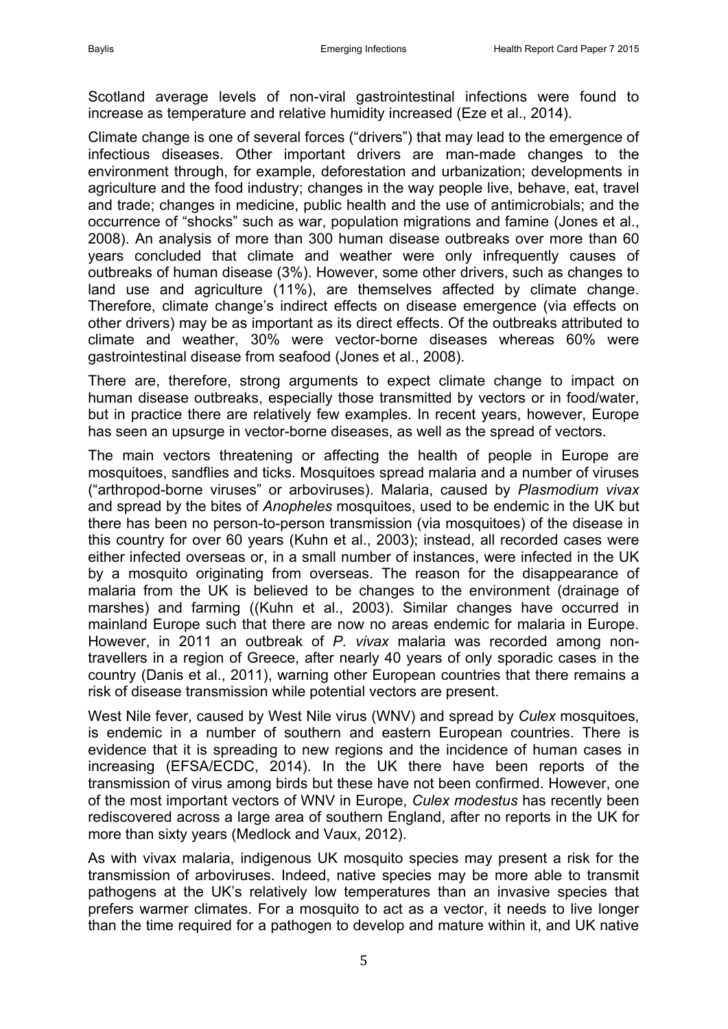Scotland average levels of non-viral gastrointestinal infections were found to increase as temperature and relative humidity increased (Eze et al., 2014).

Climate change is one of several forces ("drivers") that may lead to the emergence of infectious diseases. Other important drivers are man-made changes to the environment through, for example, deforestation and urbanization; developments in agriculture and the food industry; changes in the way people live, behave, eat, travel and trade; changes in medicine, public health and the use of antimicrobials; and the occurrence of "shocks" such as war, population migrations and famine (Jones et al., 2008). An analysis of more than 300 human disease outbreaks over more than 60 years concluded that climate and weather were only infrequently causes of outbreaks of human disease (3%). However, some other drivers, such as changes to land use and agriculture (11%), are themselves affected by climate change. Therefore, climate change's indirect effects on disease emergence (via effects on other drivers) may be as important as its direct effects. Of the outbreaks attributed to climate and weather, 30% were vector-borne diseases whereas 60% were gastrointestinal disease from seafood (Jones et al., 2008).

There are, therefore, strong arguments to expect climate change to impact on human disease outbreaks, especially those transmitted by vectors or in food/water, but in practice there are relatively few examples. In recent years, however, Europe has seen an upsurge in vector-borne diseases, as well as the spread of vectors.

The main vectors threatening or affecting the health of people in Europe are mosquitoes, sandflies and ticks. Mosquitoes spread malaria and a number of viruses ("arthropod-borne viruses" or arboviruses). Malaria, caused by *Plasmodium vivax* and spread by the bites of *Anopheles* mosquitoes, used to be endemic in the UK but there has been no person-to-person transmission (via mosquitoes) of the disease in this country for over 60 years (Kuhn et al., 2003); instead, all recorded cases were either infected overseas or, in a small number of instances, were infected in the UK by a mosquito originating from overseas. The reason for the disappearance of malaria from the UK is believed to be changes to the environment (drainage of marshes) and farming ((Kuhn et al., 2003). Similar changes have occurred in mainland Europe such that there are now no areas endemic for malaria in Europe. However, in 2011 an outbreak of *P. vivax* malaria was recorded among non-travellers in a region of Greece, after nearly 40 years of only sporadic cases in the country (Danis et al., 2011), warning other European countries that there remains a risk of disease transmission while potential vectors are present.

West Nile fever, caused by West Nile virus (WNV) and spread by *Culex* mosquitoes, is endemic in a number of southern and eastern European countries. There is evidence that it is spreading to new regions and the incidence of human cases in increasing (EFSA/ECDC, 2014). In the UK there have been reports of the transmission of virus among birds but these have not been confirmed. However, one of the most important vectors of WNV in Europe, *Culex modestus* has recently been rediscovered across a large area of southern England, after no reports in the UK for more than sixty years (Medlock and Vaux, 2012).

As with vivax malaria, indigenous UK mosquito species may present a risk for the transmission of arboviruses. Indeed, native species may be more able to transmit pathogens at the UK's relatively low temperatures than an invasive species that prefers warmer climates. For a mosquito to act as a vector, it needs to live longer than the time required for a pathogen to develop and mature within it, and UK native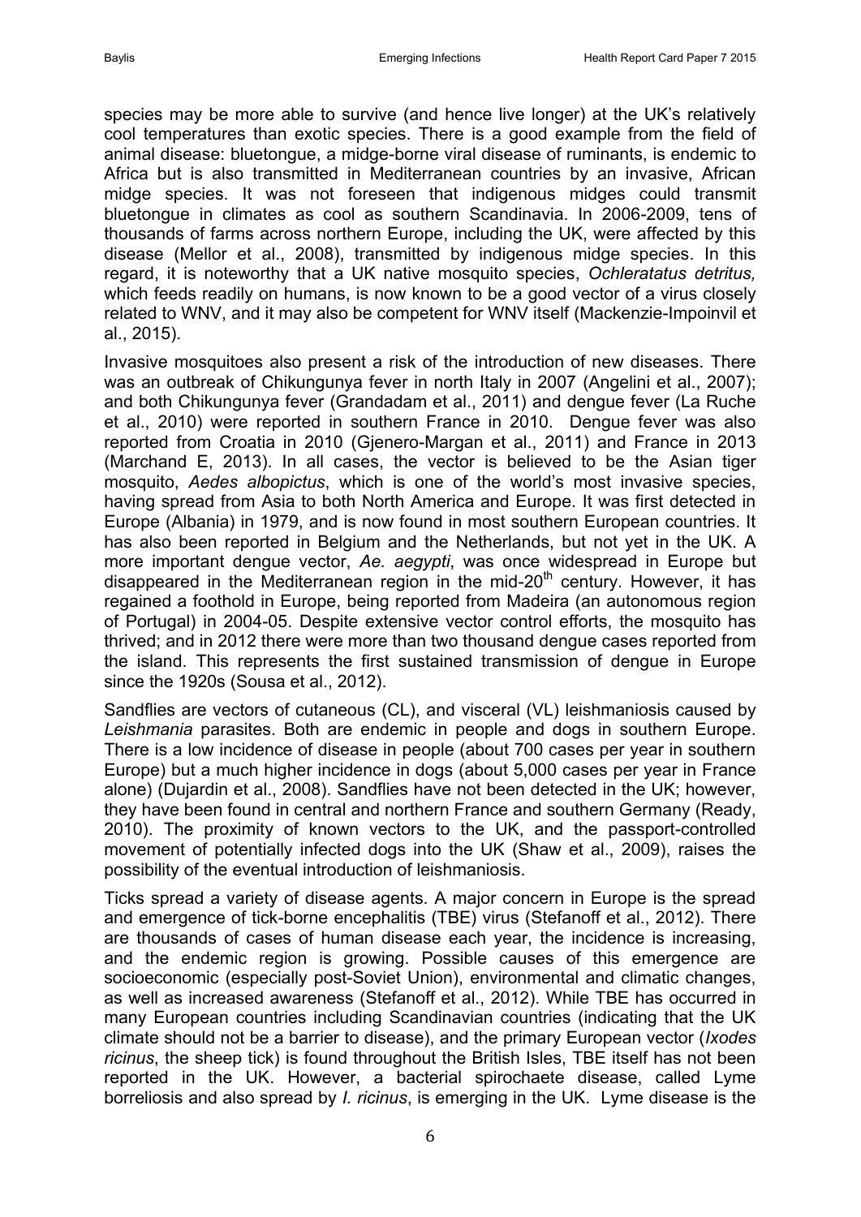species may be more able to survive (and hence live longer) at the UK's relatively cool temperatures than exotic species. There is a good example from the field of animal disease: bluetongue, a midge-borne viral disease of ruminants, is endemic to Africa but is also transmitted in Mediterranean countries by an invasive, African midge species. It was not foreseen that indigenous midges could transmit bluetongue in climates as cool as southern Scandinavia. In 2006-2009, tens of thousands of farms across northern Europe, including the UK, were affected by this disease (Mellor et al., 2008), transmitted by indigenous midge species. In this regard, it is noteworthy that a UK native mosquito species, *Ochleratatus detritus,* which feeds readily on humans, is now known to be a good vector of a virus closely related to WNV, and it may also be competent for WNV itself (Mackenzie-Impoinvil et al., 2015).

Invasive mosquitoes also present a risk of the introduction of new diseases. There was an outbreak of Chikungunya fever in north Italy in 2007 (Angelini et al., 2007); and both Chikungunya fever (Grandadam et al., 2011) and dengue fever (La Ruche et al., 2010) were reported in southern France in 2010. Dengue fever was also reported from Croatia in 2010 (Gjenero-Margan et al., 2011) and France in 2013 (Marchand E, 2013). In all cases, the vector is believed to be the Asian tiger mosquito, *Aedes albopictus*, which is one of the world's most invasive species, having spread from Asia to both North America and Europe. It was first detected in Europe (Albania) in 1979, and is now found in most southern European countries. It has also been reported in Belgium and the Netherlands, but not yet in the UK. A more important dengue vector, *Ae. aegypti*, was once widespread in Europe but disappeared in the Mediterranean region in the mid-20th century. However, it has regained a foothold in Europe, being reported from Madeira (an autonomous region of Portugal) in 2004-05. Despite extensive vector control efforts, the mosquito has thrived; and in 2012 there were more than two thousand dengue cases reported from the island. This represents the first sustained transmission of dengue in Europe since the 1920s (Sousa et al., 2012).

Sandflies are vectors of cutaneous (CL), and visceral (VL) leishmaniosis caused by *Leishmania* parasites. Both are endemic in people and dogs in southern Europe. There is a low incidence of disease in people (about 700 cases per year in southern Europe) but a much higher incidence in dogs (about 5,000 cases per year in France alone) (Dujardin et al., 2008). Sandflies have not been detected in the UK; however, they have been found in central and northern France and southern Germany (Ready, 2010). The proximity of known vectors to the UK, and the passport-controlled movement of potentially infected dogs into the UK (Shaw et al., 2009), raises the possibility of the eventual introduction of leishmaniosis.

Ticks spread a variety of disease agents. A major concern in Europe is the spread and emergence of tick-borne encephalitis (TBE) virus (Stefanoff et al., 2012). There are thousands of cases of human disease each year, the incidence is increasing, and the endemic region is growing. Possible causes of this emergence are socioeconomic (especially post-Soviet Union), environmental and climatic changes, as well as increased awareness (Stefanoff et al., 2012). While TBE has occurred in many European countries including Scandinavian countries (indicating that the UK climate should not be a barrier to disease), and the primary European vector (*Ixodes ricinus*, the sheep tick) is found throughout the British Isles, TBE itself has not been reported in the UK. However, a bacterial spirochaete disease, called Lyme borreliosis and also spread by *I. ricinus*, is emerging in the UK. Lyme disease is the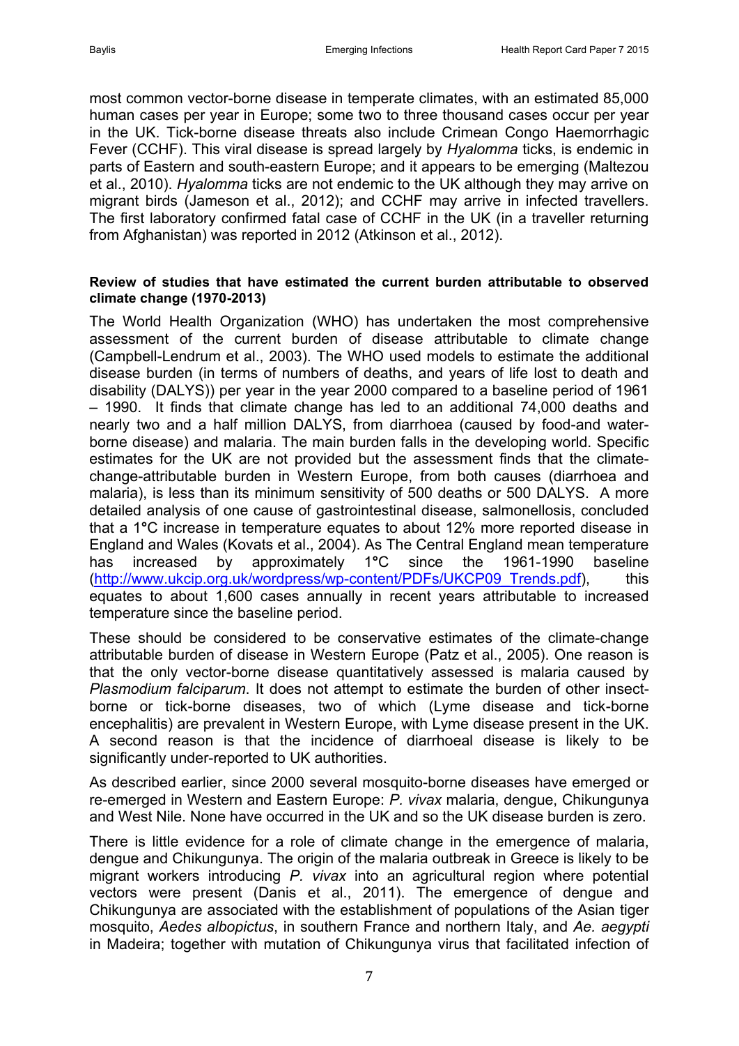most common vector-borne disease in temperate climates, with an estimated 85,000 human cases per year in Europe; some two to three thousand cases occur per year in the UK. Tick-borne disease threats also include Crimean Congo Haemorrhagic Fever (CCHF). This viral disease is spread largely by *Hyalomma* ticks, is endemic in parts of Eastern and south-eastern Europe; and it appears to be emerging (Maltezou et al., 2010). *Hyalomma* ticks are not endemic to the UK although they may arrive on migrant birds (Jameson et al., 2012); and CCHF may arrive in infected travellers. The first laboratory confirmed fatal case of CCHF in the UK (in a traveller returning from Afghanistan) was reported in 2012 (Atkinson et al., 2012).

**Review of studies that have estimated the current burden attributable to observed climate change (1970-2013)**

The World Health Organization (WHO) has undertaken the most comprehensive assessment of the current burden of disease attributable to climate change (Campbell-Lendrum et al., 2003). The WHO used models to estimate the additional disease burden (in terms of numbers of deaths, and years of life lost to death and disability (DALYS)) per year in the year 2000 compared to a baseline period of 1961 – 1990. It finds that climate change has led to an additional 74,000 deaths and nearly two and a half million DALYS, from diarrhoea (caused by food-and water-borne disease) and malaria. The main burden falls in the developing world. Specific estimates for the UK are not provided but the assessment finds that the climate-change-attributable burden in Western Europe, from both causes (diarrhoea and malaria), is less than its minimum sensitivity of 500 deaths or 500 DALYS. A more detailed analysis of one cause of gastrointestinal disease, salmonellosis, concluded that a 1°C increase in temperature equates to about 12% more reported disease in England and Wales (Kovats et al., 2004). As The Central England mean temperature has increased by approximately 1°C since the 1961-1990 baseline (http://www.ukcip.org.uk/wordpress/wp-content/PDFs/UKCP09_Trends.pdf), this equates to about 1,600 cases annually in recent years attributable to increased temperature since the baseline period.

These should be considered to be conservative estimates of the climate-change attributable burden of disease in Western Europe (Patz et al., 2005). One reason is that the only vector-borne disease quantitatively assessed is malaria caused by *Plasmodium falciparum*. It does not attempt to estimate the burden of other insect-borne or tick-borne diseases, two of which (Lyme disease and tick-borne encephalitis) are prevalent in Western Europe, with Lyme disease present in the UK. A second reason is that the incidence of diarrhoeal disease is likely to be significantly under-reported to UK authorities.

As described earlier, since 2000 several mosquito-borne diseases have emerged or re-emerged in Western and Eastern Europe: *P. vivax* malaria, dengue, Chikungunya and West Nile. None have occurred in the UK and so the UK disease burden is zero.

There is little evidence for a role of climate change in the emergence of malaria, dengue and Chikungunya. The origin of the malaria outbreak in Greece is likely to be migrant workers introducing *P. vivax* into an agricultural region where potential vectors were present (Danis et al., 2011). The emergence of dengue and Chikungunya are associated with the establishment of populations of the Asian tiger mosquito, *Aedes albopictus*, in southern France and northern Italy, and *Ae. aegypti* in Madeira; together with mutation of Chikungunya virus that facilitated infection of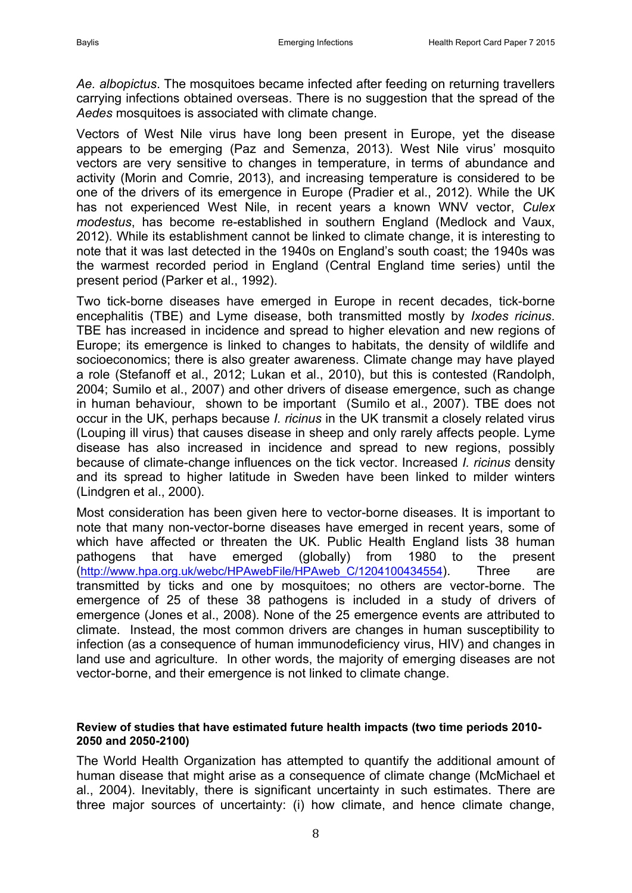*Ae. albopictus*. The mosquitoes became infected after feeding on returning travellers carrying infections obtained overseas. There is no suggestion that the spread of the *Aedes* mosquitoes is associated with climate change.

Vectors of West Nile virus have long been present in Europe, yet the disease appears to be emerging (Paz and Semenza, 2013). West Nile virus' mosquito vectors are very sensitive to changes in temperature, in terms of abundance and activity (Morin and Comrie, 2013), and increasing temperature is considered to be one of the drivers of its emergence in Europe (Pradier et al., 2012). While the UK has not experienced West Nile, in recent years a known WNV vector, *Culex modestus*, has become re-established in southern England (Medlock and Vaux, 2012). While its establishment cannot be linked to climate change, it is interesting to note that it was last detected in the 1940s on England's south coast; the 1940s was the warmest recorded period in England (Central England time series) until the present period (Parker et al., 1992).

Two tick-borne diseases have emerged in Europe in recent decades, tick-borne encephalitis (TBE) and Lyme disease, both transmitted mostly by *Ixodes ricinus*. TBE has increased in incidence and spread to higher elevation and new regions of Europe; its emergence is linked to changes to habitats, the density of wildlife and socioeconomics; there is also greater awareness. Climate change may have played a role (Stefanoff et al., 2012; Lukan et al., 2010), but this is contested (Randolph, 2004; Sumilo et al., 2007) and other drivers of disease emergence, such as change in human behaviour, shown to be important (Sumilo et al., 2007). TBE does not occur in the UK, perhaps because *I. ricinus* in the UK transmit a closely related virus (Louping ill virus) that causes disease in sheep and only rarely affects people. Lyme disease has also increased in incidence and spread to new regions, possibly because of climate-change influences on the tick vector. Increased *I. ricinus* density and its spread to higher latitude in Sweden have been linked to milder winters (Lindgren et al., 2000).

Most consideration has been given here to vector-borne diseases. It is important to note that many non-vector-borne diseases have emerged in recent years, some of which have affected or threaten the UK. Public Health England lists 38 human pathogens that have emerged (globally) from 1980 to the present (http://www.hpa.org.uk/webc/HPAwebFile/HPAweb_C/1204100434554). Three are transmitted by ticks and one by mosquitoes; no others are vector-borne. The emergence of 25 of these 38 pathogens is included in a study of drivers of emergence (Jones et al., 2008). None of the 25 emergence events are attributed to climate. Instead, the most common drivers are changes in human susceptibility to infection (as a consequence of human immunodeficiency virus, HIV) and changes in land use and agriculture. In other words, the majority of emerging diseases are not vector-borne, and their emergence is not linked to climate change.

#### Review of studies that have estimated future health impacts (two time periods 2010-2050 and 2050-2100)

The World Health Organization has attempted to quantify the additional amount of human disease that might arise as a consequence of climate change (McMichael et al., 2004). Inevitably, there is significant uncertainty in such estimates. There are three major sources of uncertainty: (i) how climate, and hence climate change,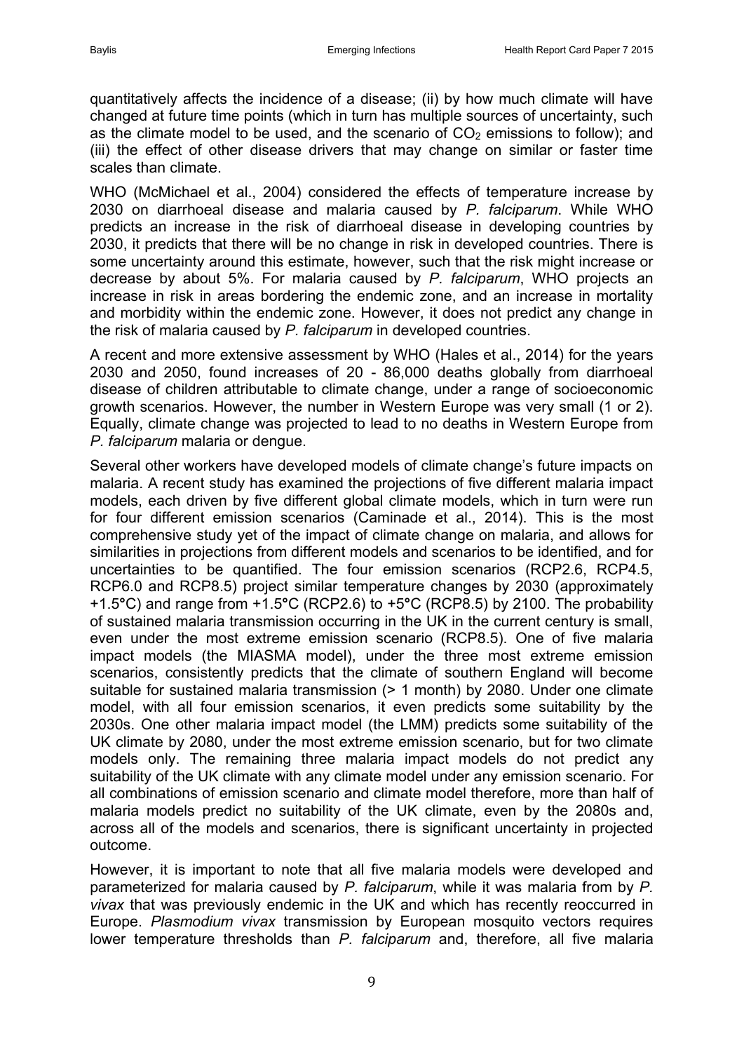quantitatively affects the incidence of a disease; (ii) by how much climate will have changed at future time points (which in turn has multiple sources of uncertainty, such as the climate model to be used, and the scenario of $CO_2$ emissions to follow); and (iii) the effect of other disease drivers that may change on similar or faster time scales than climate.

WHO (McMichael et al., 2004) considered the effects of temperature increase by 2030 on diarrhoeal disease and malaria caused by *P. falciparum*. While WHO predicts an increase in the risk of diarrhoeal disease in developing countries by 2030, it predicts that there will be no change in risk in developed countries. There is some uncertainty around this estimate, however, such that the risk might increase or decrease by about 5%. For malaria caused by *P. falciparum*, WHO projects an increase in risk in areas bordering the endemic zone, and an increase in mortality and morbidity within the endemic zone. However, it does not predict any change in the risk of malaria caused by *P. falciparum* in developed countries.

A recent and more extensive assessment by WHO (Hales et al., 2014) for the years 2030 and 2050, found increases of 20 - 86,000 deaths globally from diarrhoeal disease of children attributable to climate change, under a range of socioeconomic growth scenarios. However, the number in Western Europe was very small (1 or 2). Equally, climate change was projected to lead to no deaths in Western Europe from *P. falciparum* malaria or dengue.

Several other workers have developed models of climate change's future impacts on malaria. A recent study has examined the projections of five different malaria impact models, each driven by five different global climate models, which in turn were run for four different emission scenarios (Caminade et al., 2014). This is the most comprehensive study yet of the impact of climate change on malaria, and allows for similarities in projections from different models and scenarios to be identified, and for uncertainties to be quantified. The four emission scenarios (RCP2.6, RCP4.5, RCP6.0 and RCP8.5) project similar temperature changes by 2030 (approximately +1.5°C) and range from +1.5°C (RCP2.6) to +5°C (RCP8.5) by 2100. The probability of sustained malaria transmission occurring in the UK in the current century is small, even under the most extreme emission scenario (RCP8.5). One of five malaria impact models (the MIASMA model), under the three most extreme emission scenarios, consistently predicts that the climate of southern England will become suitable for sustained malaria transmission (> 1 month) by 2080. Under one climate model, with all four emission scenarios, it even predicts some suitability by the 2030s. One other malaria impact model (the LMM) predicts some suitability of the UK climate by 2080, under the most extreme emission scenario, but for two climate models only. The remaining three malaria impact models do not predict any suitability of the UK climate with any climate model under any emission scenario. For all combinations of emission scenario and climate model therefore, more than half of malaria models predict no suitability of the UK climate, even by the 2080s and, across all of the models and scenarios, there is significant uncertainty in projected outcome.

However, it is important to note that all five malaria models were developed and parameterized for malaria caused by *P. falciparum*, while it was malaria from by *P. vivax* that was previously endemic in the UK and which has recently reoccurred in Europe. *Plasmodium vivax* transmission by European mosquito vectors requires lower temperature thresholds than *P. falciparum* and, therefore, all five malaria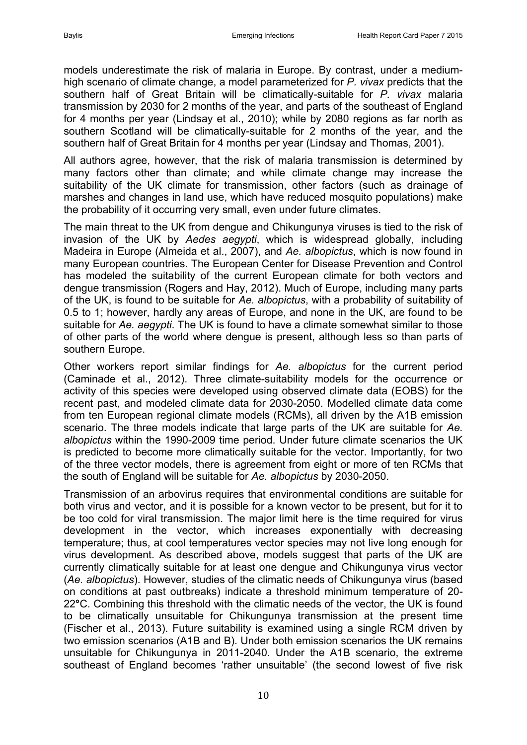models underestimate the risk of malaria in Europe. By contrast, under a medium-high scenario of climate change, a model parameterized for *P. vivax* predicts that the southern half of Great Britain will be climatically-suitable for *P. vivax* malaria transmission by 2030 for 2 months of the year, and parts of the southeast of England for 4 months per year (Lindsay et al., 2010); while by 2080 regions as far north as southern Scotland will be climatically-suitable for 2 months of the year, and the southern half of Great Britain for 4 months per year (Lindsay and Thomas, 2001).

All authors agree, however, that the risk of malaria transmission is determined by many factors other than climate; and while climate change may increase the suitability of the UK climate for transmission, other factors (such as drainage of marshes and changes in land use, which have reduced mosquito populations) make the probability of it occurring very small, even under future climates.

The main threat to the UK from dengue and Chikungunya viruses is tied to the risk of invasion of the UK by *Aedes aegypti*, which is widespread globally, including Madeira in Europe (Almeida et al., 2007), and *Ae. albopictus*, which is now found in many European countries. The European Center for Disease Prevention and Control has modeled the suitability of the current European climate for both vectors and dengue transmission (Rogers and Hay, 2012). Much of Europe, including many parts of the UK, is found to be suitable for *Ae. albopictus*, with a probability of suitability of 0.5 to 1; however, hardly any areas of Europe, and none in the UK, are found to be suitable for *Ae. aegypti*. The UK is found to have a climate somewhat similar to those of other parts of the world where dengue is present, although less so than parts of southern Europe.

Other workers report similar findings for *Ae. albopictus* for the current period (Caminade et al., 2012). Three climate-suitability models for the occurrence or activity of this species were developed using observed climate data (EOBS) for the recent past, and modeled climate data for 2030-2050. Modelled climate data come from ten European regional climate models (RCMs), all driven by the A1B emission scenario. The three models indicate that large parts of the UK are suitable for *Ae. albopictus* within the 1990-2009 time period. Under future climate scenarios the UK is predicted to become more climatically suitable for the vector. Importantly, for two of the three vector models, there is agreement from eight or more of ten RCMs that the south of England will be suitable for *Ae. albopictus* by 2030-2050.

Transmission of an arbovirus requires that environmental conditions are suitable for both virus and vector, and it is possible for a known vector to be present, but for it to be too cold for viral transmission. The major limit here is the time required for virus development in the vector, which increases exponentially with decreasing temperature; thus, at cool temperatures vector species may not live long enough for virus development. As described above, models suggest that parts of the UK are currently climatically suitable for at least one dengue and Chikungunya virus vector (*Ae. albopictus*). However, studies of the climatic needs of Chikungunya virus (based on conditions at past outbreaks) indicate a threshold minimum temperature of 20-22°C. Combining this threshold with the climatic needs of the vector, the UK is found to be climatically unsuitable for Chikungunya transmission at the present time (Fischer et al., 2013). Future suitability is examined using a single RCM driven by two emission scenarios (A1B and B). Under both emission scenarios the UK remains unsuitable for Chikungunya in 2011-2040. Under the A1B scenario, the extreme southeast of England becomes 'rather unsuitable' (the second lowest of five risk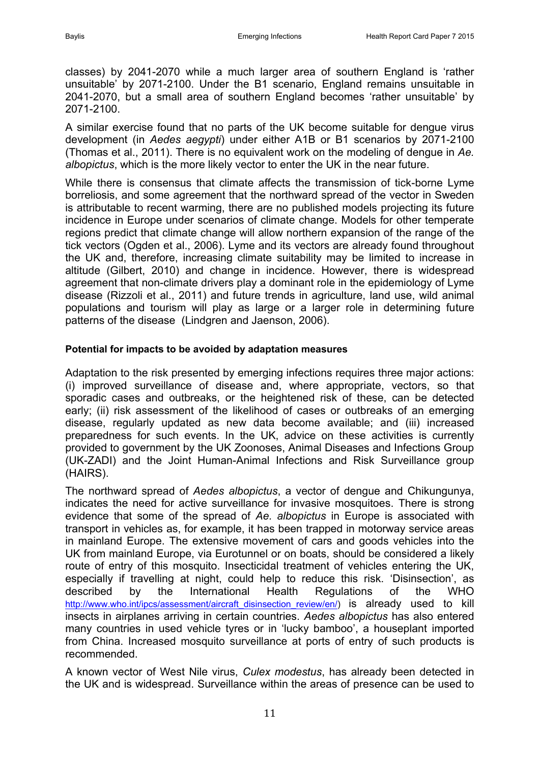classes) by 2041-2070 while a much larger area of southern England is 'rather unsuitable' by 2071-2100. Under the B1 scenario, England remains unsuitable in 2041-2070, but a small area of southern England becomes 'rather unsuitable' by 2071-2100.

A similar exercise found that no parts of the UK become suitable for dengue virus development (in *Aedes aegypti*) under either A1B or B1 scenarios by 2071-2100 (Thomas et al., 2011). There is no equivalent work on the modeling of dengue in *Ae. albopictus*, which is the more likely vector to enter the UK in the near future.

While there is consensus that climate affects the transmission of tick-borne Lyme borreliosis, and some agreement that the northward spread of the vector in Sweden is attributable to recent warming, there are no published models projecting its future incidence in Europe under scenarios of climate change. Models for other temperate regions predict that climate change will allow northern expansion of the range of the tick vectors (Ogden et al., 2006). Lyme and its vectors are already found throughout the UK and, therefore, increasing climate suitability may be limited to increase in altitude (Gilbert, 2010) and change in incidence. However, there is widespread agreement that non-climate drivers play a dominant role in the epidemiology of Lyme disease (Rizzoli et al., 2011) and future trends in agriculture, land use, wild animal populations and tourism will play as large or a larger role in determining future patterns of the disease (Lindgren and Jaenson, 2006).

**Potential for impacts to be avoided by adaptation measures**

Adaptation to the risk presented by emerging infections requires three major actions: (i) improved surveillance of disease and, where appropriate, vectors, so that sporadic cases and outbreaks, or the heightened risk of these, can be detected early; (ii) risk assessment of the likelihood of cases or outbreaks of an emerging disease, regularly updated as new data become available; and (iii) increased preparedness for such events. In the UK, advice on these activities is currently provided to government by the UK Zoonoses, Animal Diseases and Infections Group (UK-ZADI) and the Joint Human-Animal Infections and Risk Surveillance group (HAIRS).

The northward spread of *Aedes albopictus*, a vector of dengue and Chikungunya, indicates the need for active surveillance for invasive mosquitoes. There is strong evidence that some of the spread of *Ae. albopictus* in Europe is associated with transport in vehicles as, for example, it has been trapped in motorway service areas in mainland Europe. The extensive movement of cars and goods vehicles into the UK from mainland Europe, via Eurotunnel or on boats, should be considered a likely route of entry of this mosquito. Insecticidal treatment of vehicles entering the UK, especially if travelling at night, could help to reduce this risk. 'Disinsection', as described by the International Health Regulations of the WHO http://www.who.int/ipcs/assessment/aircraft_disinsection_review/en/) is already used to kill insects in airplanes arriving in certain countries. *Aedes albopictus* has also entered many countries in used vehicle tyres or in 'lucky bamboo', a houseplant imported from China. Increased mosquito surveillance at ports of entry of such products is recommended.

A known vector of West Nile virus, *Culex modestus*, has already been detected in the UK and is widespread. Surveillance within the areas of presence can be used to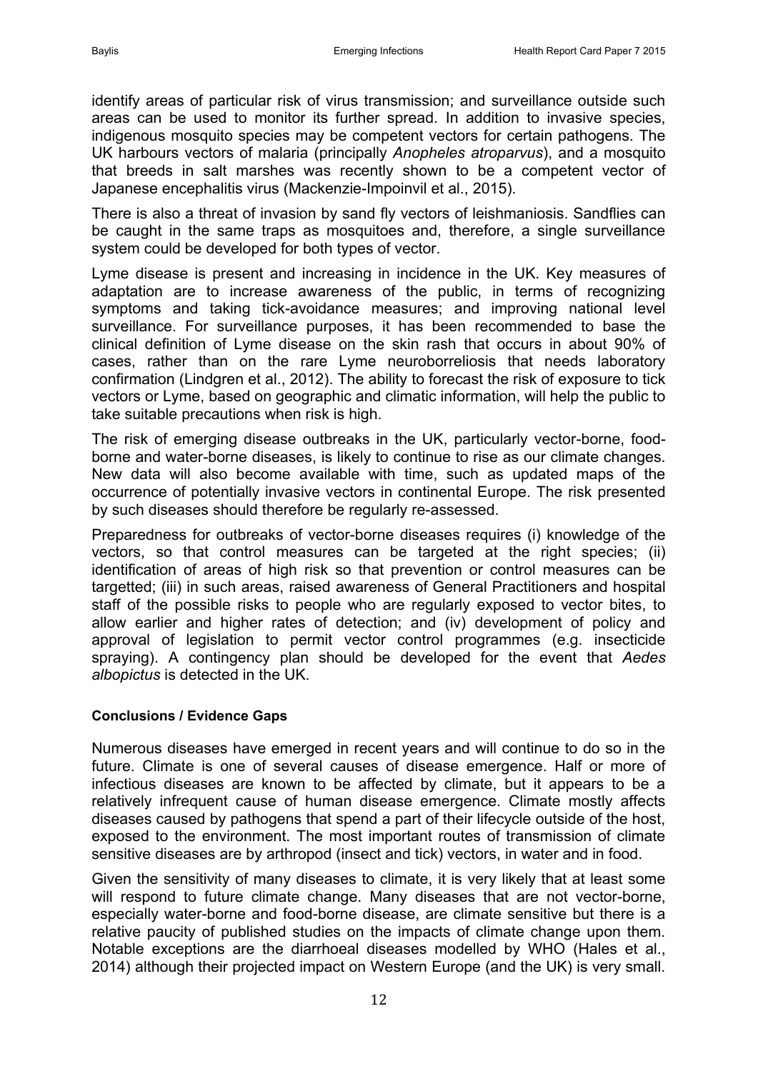identify areas of particular risk of virus transmission; and surveillance outside such areas can be used to monitor its further spread. In addition to invasive species, indigenous mosquito species may be competent vectors for certain pathogens. The UK harbours vectors of malaria (principally *Anopheles atroparvus*), and a mosquito that breeds in salt marshes was recently shown to be a competent vector of Japanese encephalitis virus (Mackenzie-Impoinvil et al., 2015).

There is also a threat of invasion by sand fly vectors of leishmaniosis. Sandflies can be caught in the same traps as mosquitoes and, therefore, a single surveillance system could be developed for both types of vector.

Lyme disease is present and increasing in incidence in the UK. Key measures of adaptation are to increase awareness of the public, in terms of recognizing symptoms and taking tick-avoidance measures; and improving national level surveillance. For surveillance purposes, it has been recommended to base the clinical definition of Lyme disease on the skin rash that occurs in about 90% of cases, rather than on the rare Lyme neuroborreliosis that needs laboratory confirmation (Lindgren et al., 2012). The ability to forecast the risk of exposure to tick vectors or Lyme, based on geographic and climatic information, will help the public to take suitable precautions when risk is high.

The risk of emerging disease outbreaks in the UK, particularly vector-borne, food-borne and water-borne diseases, is likely to continue to rise as our climate changes. New data will also become available with time, such as updated maps of the occurrence of potentially invasive vectors in continental Europe. The risk presented by such diseases should therefore be regularly re-assessed.

Preparedness for outbreaks of vector-borne diseases requires (i) knowledge of the vectors, so that control measures can be targeted at the right species; (ii) identification of areas of high risk so that prevention or control measures can be targetted; (iii) in such areas, raised awareness of General Practitioners and hospital staff of the possible risks to people who are regularly exposed to vector bites, to allow earlier and higher rates of detection; and (iv) development of policy and approval of legislation to permit vector control programmes (e.g. insecticide spraying). A contingency plan should be developed for the event that *Aedes albopictus* is detected in the UK.

#### Conclusions / Evidence Gaps

Numerous diseases have emerged in recent years and will continue to do so in the future. Climate is one of several causes of disease emergence. Half or more of infectious diseases are known to be affected by climate, but it appears to be a relatively infrequent cause of human disease emergence. Climate mostly affects diseases caused by pathogens that spend a part of their lifecycle outside of the host, exposed to the environment. The most important routes of transmission of climate sensitive diseases are by arthropod (insect and tick) vectors, in water and in food.

Given the sensitivity of many diseases to climate, it is very likely that at least some will respond to future climate change. Many diseases that are not vector-borne, especially water-borne and food-borne disease, are climate sensitive but there is a relative paucity of published studies on the impacts of climate change upon them. Notable exceptions are the diarrhoeal diseases modelled by WHO (Hales et al., 2014) although their projected impact on Western Europe (and the UK) is very small.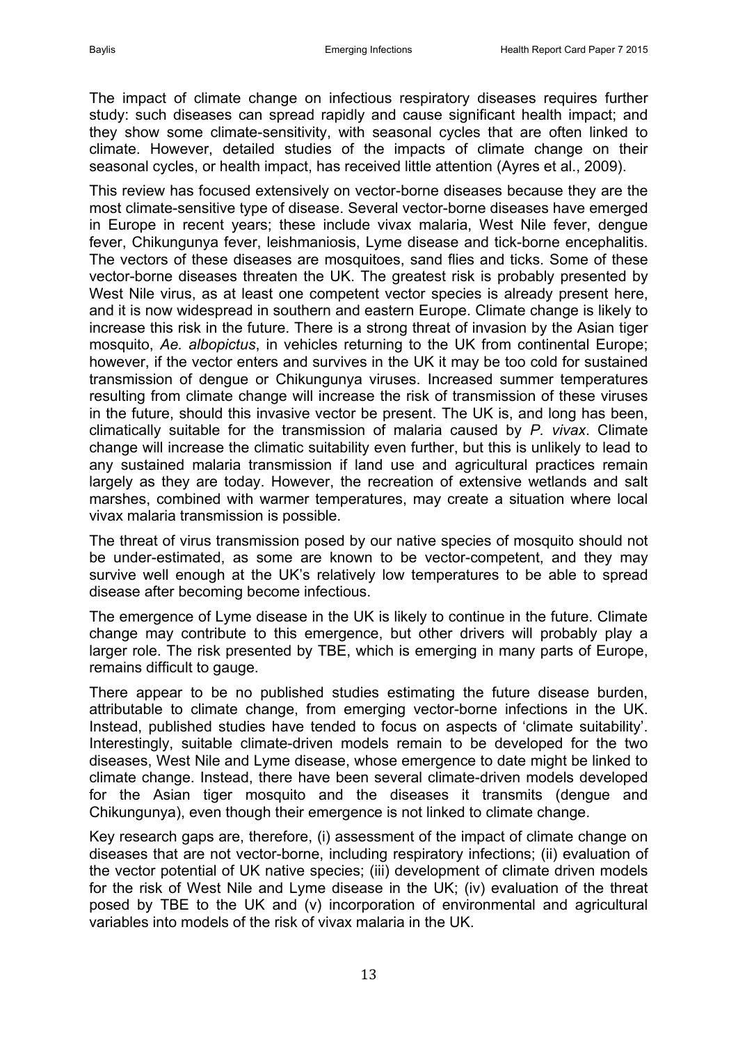The impact of climate change on infectious respiratory diseases requires further study: such diseases can spread rapidly and cause significant health impact; and they show some climate-sensitivity, with seasonal cycles that are often linked to climate. However, detailed studies of the impacts of climate change on their seasonal cycles, or health impact, has received little attention (Ayres et al., 2009).

This review has focused extensively on vector-borne diseases because they are the most climate-sensitive type of disease. Several vector-borne diseases have emerged in Europe in recent years; these include vivax malaria, West Nile fever, dengue fever, Chikungunya fever, leishmaniosis, Lyme disease and tick-borne encephalitis. The vectors of these diseases are mosquitoes, sand flies and ticks. Some of these vector-borne diseases threaten the UK. The greatest risk is probably presented by West Nile virus, as at least one competent vector species is already present here, and it is now widespread in southern and eastern Europe. Climate change is likely to increase this risk in the future. There is a strong threat of invasion by the Asian tiger mosquito, *Ae. albopictus*, in vehicles returning to the UK from continental Europe; however, if the vector enters and survives in the UK it may be too cold for sustained transmission of dengue or Chikungunya viruses. Increased summer temperatures resulting from climate change will increase the risk of transmission of these viruses in the future, should this invasive vector be present. The UK is, and long has been, climatically suitable for the transmission of malaria caused by *P. vivax*. Climate change will increase the climatic suitability even further, but this is unlikely to lead to any sustained malaria transmission if land use and agricultural practices remain largely as they are today. However, the recreation of extensive wetlands and salt marshes, combined with warmer temperatures, may create a situation where local vivax malaria transmission is possible.

The threat of virus transmission posed by our native species of mosquito should not be under-estimated, as some are known to be vector-competent, and they may survive well enough at the UK's relatively low temperatures to be able to spread disease after becoming become infectious.

The emergence of Lyme disease in the UK is likely to continue in the future. Climate change may contribute to this emergence, but other drivers will probably play a larger role. The risk presented by TBE, which is emerging in many parts of Europe, remains difficult to gauge.

There appear to be no published studies estimating the future disease burden, attributable to climate change, from emerging vector-borne infections in the UK. Instead, published studies have tended to focus on aspects of 'climate suitability'. Interestingly, suitable climate-driven models remain to be developed for the two diseases, West Nile and Lyme disease, whose emergence to date might be linked to climate change. Instead, there have been several climate-driven models developed for the Asian tiger mosquito and the diseases it transmits (dengue and Chikungunya), even though their emergence is not linked to climate change.

Key research gaps are, therefore, (i) assessment of the impact of climate change on diseases that are not vector-borne, including respiratory infections; (ii) evaluation of the vector potential of UK native species; (iii) development of climate driven models for the risk of West Nile and Lyme disease in the UK; (iv) evaluation of the threat posed by TBE to the UK and (v) incorporation of environmental and agricultural variables into models of the risk of vivax malaria in the UK.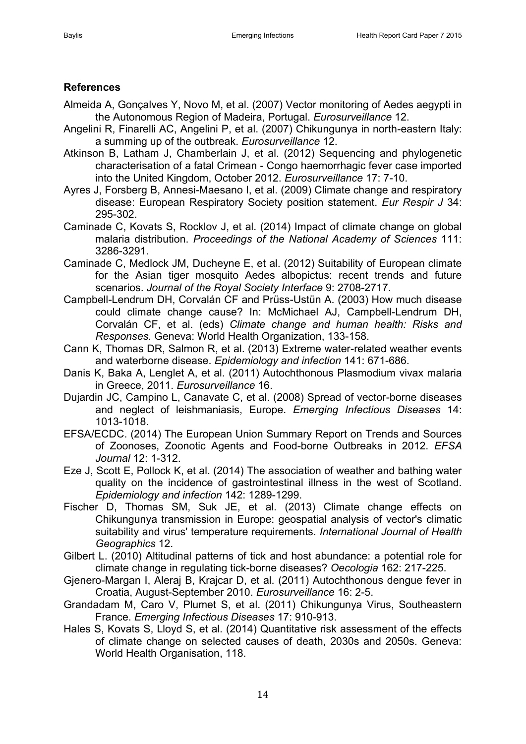## References

Almeida A, Gonçalves Y, Novo M, et al. (2007) Vector monitoring of Aedes aegypti in the Autonomous Region of Madeira, Portugal. *Eurosurveillance* 12.

Angelini R, Finarelli AC, Angelini P, et al. (2007) Chikungunya in north-eastern Italy: a summing up of the outbreak. *Eurosurveillance* 12.

Atkinson B, Latham J, Chamberlain J, et al. (2012) Sequencing and phylogenetic characterisation of a fatal Crimean - Congo haemorrhagic fever case imported into the United Kingdom, October 2012. *Eurosurveillance* 17: 7-10.

Ayres J, Forsberg B, Annesi-Maesano I, et al. (2009) Climate change and respiratory disease: European Respiratory Society position statement. *Eur Respir J* 34: 295-302.

Caminade C, Kovats S, Rocklov J, et al. (2014) Impact of climate change on global malaria distribution. *Proceedings of the National Academy of Sciences* 111: 3286-3291.

Caminade C, Medlock JM, Ducheyne E, et al. (2012) Suitability of European climate for the Asian tiger mosquito Aedes albopictus: recent trends and future scenarios. *Journal of the Royal Society Interface* 9: 2708-2717.

Campbell-Lendrum DH, Corvalán CF and Prüss-Ustün A. (2003) How much disease could climate change cause? In: McMichael AJ, Campbell-Lendrum DH, Corvalán CF, et al. (eds) *Climate change and human health: Risks and Responses.* Geneva: World Health Organization, 133-158.

Cann K, Thomas DR, Salmon R, et al. (2013) Extreme water-related weather events and waterborne disease. *Epidemiology and infection* 141: 671-686.

Danis K, Baka A, Lenglet A, et al. (2011) Autochthonous Plasmodium vivax malaria in Greece, 2011. *Eurosurveillance* 16.

Dujardin JC, Campino L, Canavate C, et al. (2008) Spread of vector-borne diseases and neglect of leishmaniasis, Europe. *Emerging Infectious Diseases* 14: 1013-1018.

EFSA/ECDC. (2014) The European Union Summary Report on Trends and Sources of Zoonoses, Zoonotic Agents and Food-borne Outbreaks in 2012. *EFSA Journal* 12: 1-312.

Eze J, Scott E, Pollock K, et al. (2014) The association of weather and bathing water quality on the incidence of gastrointestinal illness in the west of Scotland. *Epidemiology and infection* 142: 1289-1299.

Fischer D, Thomas SM, Suk JE, et al. (2013) Climate change effects on Chikungunya transmission in Europe: geospatial analysis of vector's climatic suitability and virus' temperature requirements. *International Journal of Health Geographics* 12.

Gilbert L. (2010) Altitudinal patterns of tick and host abundance: a potential role for climate change in regulating tick-borne diseases? *Oecologia* 162: 217-225.

Gjenero-Margan I, Aleraj B, Krajcar D, et al. (2011) Autochthonous dengue fever in Croatia, August-September 2010. *Eurosurveillance* 16: 2-5.

Grandadam M, Caro V, Plumet S, et al. (2011) Chikungunya Virus, Southeastern France. *Emerging Infectious Diseases* 17: 910-913.

Hales S, Kovats S, Lloyd S, et al. (2014) Quantitative risk assessment of the effects of climate change on selected causes of death, 2030s and 2050s. Geneva: World Health Organisation, 118.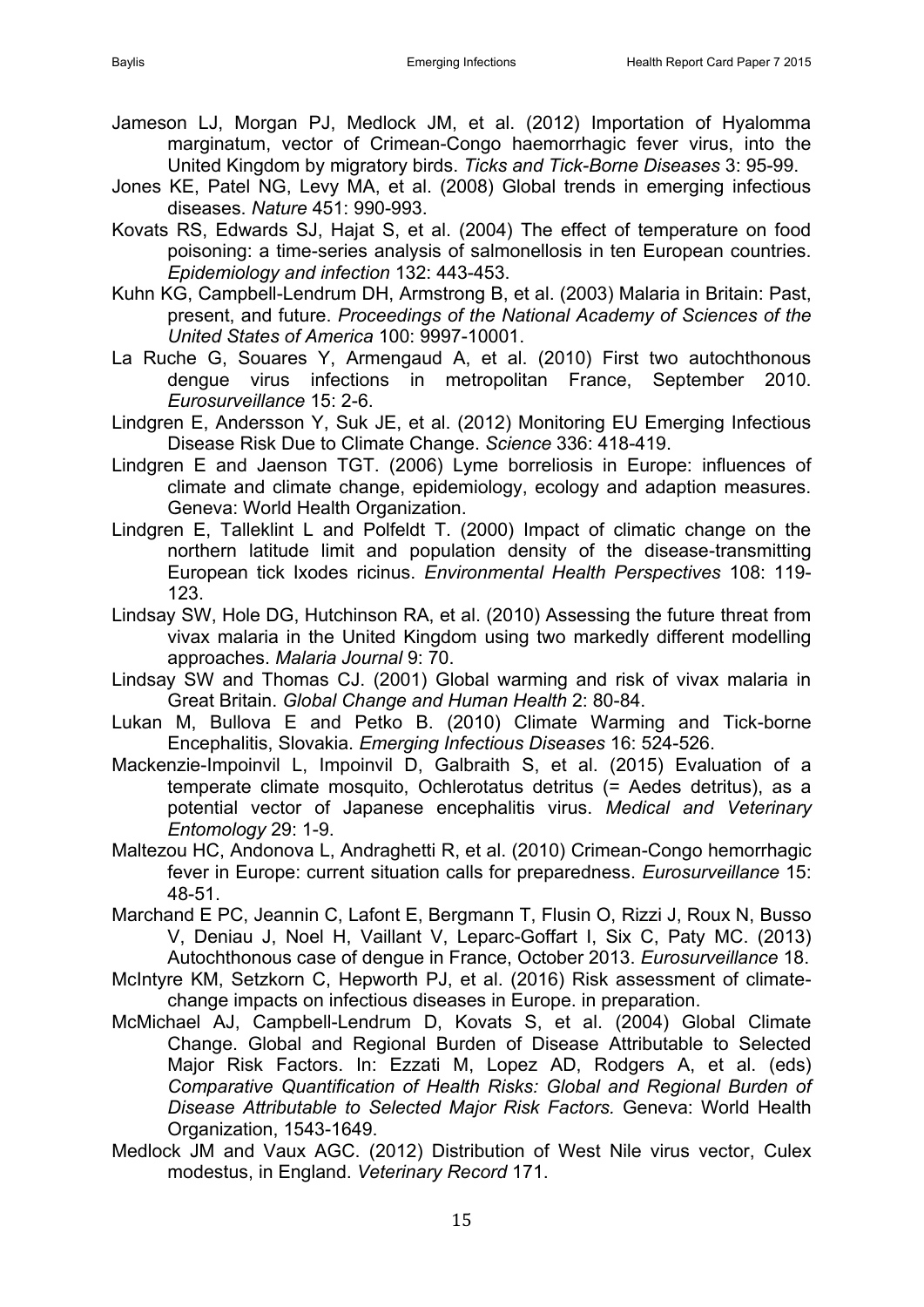Jameson LJ, Morgan PJ, Medlock JM, et al. (2012) Importation of Hyalomma marginatum, vector of Crimean-Congo haemorrhagic fever virus, into the United Kingdom by migratory birds. *Ticks and Tick-Borne Diseases* 3: 95-99.

Jones KE, Patel NG, Levy MA, et al. (2008) Global trends in emerging infectious diseases. *Nature* 451: 990-993.

Kovats RS, Edwards SJ, Hajat S, et al. (2004) The effect of temperature on food poisoning: a time-series analysis of salmonellosis in ten European countries. *Epidemiology and infection* 132: 443-453.

Kuhn KG, Campbell-Lendrum DH, Armstrong B, et al. (2003) Malaria in Britain: Past, present, and future. *Proceedings of the National Academy of Sciences of the United States of America* 100: 9997-10001.

La Ruche G, Souares Y, Armengaud A, et al. (2010) First two autochthonous dengue virus infections in metropolitan France, September 2010. *Eurosurveillance* 15: 2-6.

Lindgren E, Andersson Y, Suk JE, et al. (2012) Monitoring EU Emerging Infectious Disease Risk Due to Climate Change. *Science* 336: 418-419.

Lindgren E and Jaenson TGT. (2006) Lyme borreliosis in Europe: influences of climate and climate change, epidemiology, ecology and adaption measures. Geneva: World Health Organization.

Lindgren E, Talleklint L and Polfeldt T. (2000) Impact of climatic change on the northern latitude limit and population density of the disease-transmitting European tick Ixodes ricinus. *Environmental Health Perspectives* 108: 119-123.

Lindsay SW, Hole DG, Hutchinson RA, et al. (2010) Assessing the future threat from vivax malaria in the United Kingdom using two markedly different modelling approaches. *Malaria Journal* 9: 70.

Lindsay SW and Thomas CJ. (2001) Global warming and risk of vivax malaria in Great Britain. *Global Change and Human Health* 2: 80-84.

Lukan M, Bullova E and Petko B. (2010) Climate Warming and Tick-borne Encephalitis, Slovakia. *Emerging Infectious Diseases* 16: 524-526.

Mackenzie-Impoinvil L, Impoinvil D, Galbraith S, et al. (2015) Evaluation of a temperate climate mosquito, Ochlerotatus detritus (= Aedes detritus), as a potential vector of Japanese encephalitis virus. *Medical and Veterinary Entomology* 29: 1-9.

Maltezou HC, Andonova L, Andraghetti R, et al. (2010) Crimean-Congo hemorrhagic fever in Europe: current situation calls for preparedness. *Eurosurveillance* 15: 48-51.

Marchand E PC, Jeannin C, Lafont E, Bergmann T, Flusin O, Rizzi J, Roux N, Busso V, Deniau J, Noel H, Vaillant V, Leparc-Goffart I, Six C, Paty MC. (2013) Autochthonous case of dengue in France, October 2013. *Eurosurveillance* 18.

McIntyre KM, Setzkorn C, Hepworth PJ, et al. (2016) Risk assessment of climate-change impacts on infectious diseases in Europe. in preparation.

McMichael AJ, Campbell-Lendrum D, Kovats S, et al. (2004) Global Climate Change. Global and Regional Burden of Disease Attributable to Selected Major Risk Factors. In: Ezzati M, Lopez AD, Rodgers A, et al. (eds) *Comparative Quantification of Health Risks: Global and Regional Burden of Disease Attributable to Selected Major Risk Factors.* Geneva: World Health Organization, 1543-1649.

Medlock JM and Vaux AGC. (2012) Distribution of West Nile virus vector, Culex modestus, in England. *Veterinary Record* 171.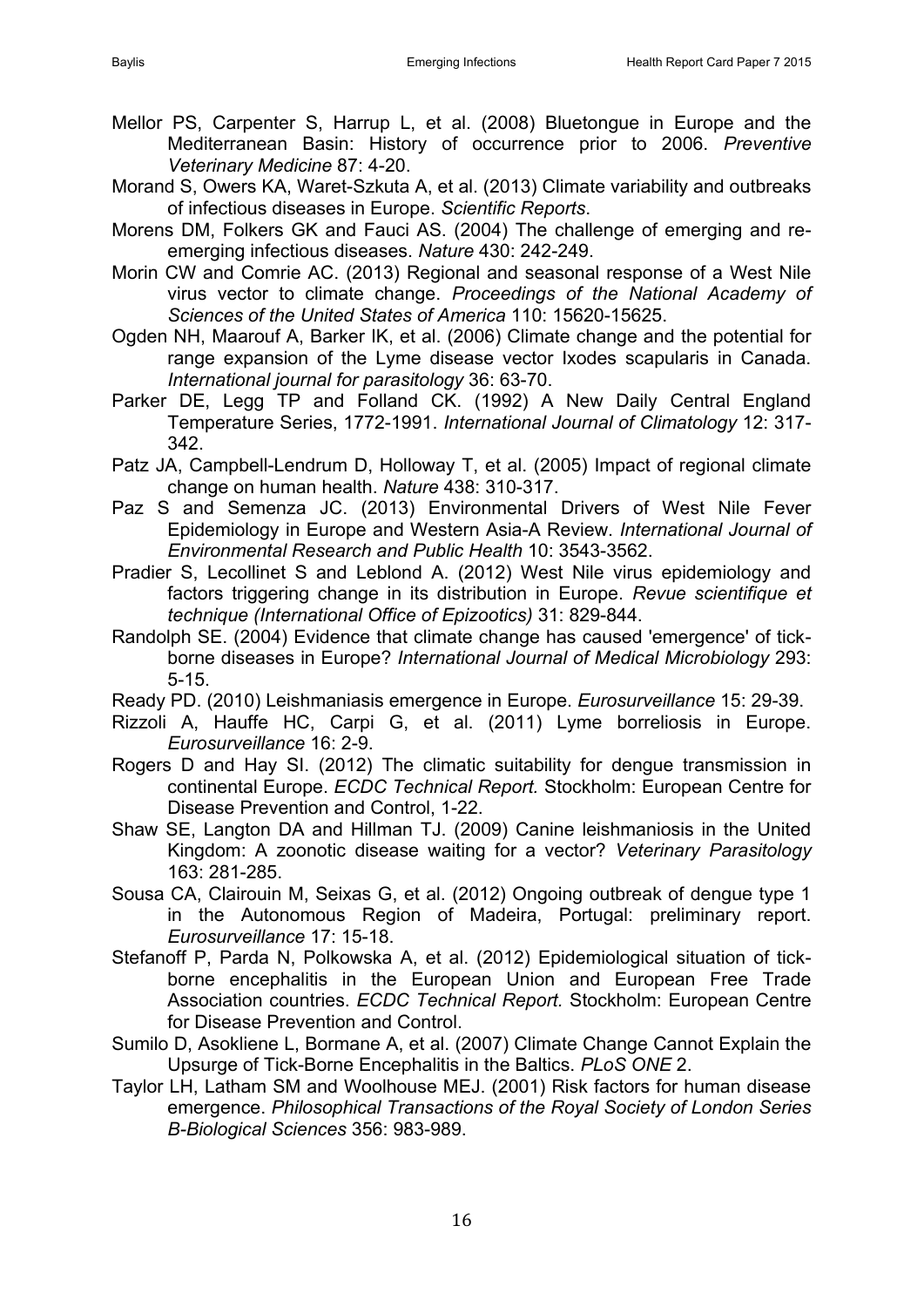Mellor PS, Carpenter S, Harrup L, et al. (2008) Bluetongue in Europe and the Mediterranean Basin: History of occurrence prior to 2006. *Preventive Veterinary Medicine* 87: 4-20.

Morand S, Owers KA, Waret-Szkuta A, et al. (2013) Climate variability and outbreaks of infectious diseases in Europe. *Scientific Reports*.

Morens DM, Folkers GK and Fauci AS. (2004) The challenge of emerging and re-emerging infectious diseases. *Nature* 430: 242-249.

Morin CW and Comrie AC. (2013) Regional and seasonal response of a West Nile virus vector to climate change. *Proceedings of the National Academy of Sciences of the United States of America* 110: 15620-15625.

Ogden NH, Maarouf A, Barker IK, et al. (2006) Climate change and the potential for range expansion of the Lyme disease vector Ixodes scapularis in Canada. *International journal for parasitology* 36: 63-70.

Parker DE, Legg TP and Folland CK. (1992) A New Daily Central England Temperature Series, 1772-1991. *International Journal of Climatology* 12: 317-342.

Patz JA, Campbell-Lendrum D, Holloway T, et al. (2005) Impact of regional climate change on human health. *Nature* 438: 310-317.

Paz S and Semenza JC. (2013) Environmental Drivers of West Nile Fever Epidemiology in Europe and Western Asia-A Review. *International Journal of Environmental Research and Public Health* 10: 3543-3562.

Pradier S, Lecollinet S and Leblond A. (2012) West Nile virus epidemiology and factors triggering change in its distribution in Europe. *Revue scientifique et technique (International Office of Epizootics)* 31: 829-844.

Randolph SE. (2004) Evidence that climate change has caused 'emergence' of tick-borne diseases in Europe? *International Journal of Medical Microbiology* 293: 5-15.

Ready PD. (2010) Leishmaniasis emergence in Europe. *Eurosurveillance* 15: 29-39.

Rizzoli A, Hauffe HC, Carpi G, et al. (2011) Lyme borreliosis in Europe. *Eurosurveillance* 16: 2-9.

Rogers D and Hay SI. (2012) The climatic suitability for dengue transmission in continental Europe. *ECDC Technical Report.* Stockholm: European Centre for Disease Prevention and Control, 1-22.

Shaw SE, Langton DA and Hillman TJ. (2009) Canine leishmaniosis in the United Kingdom: A zoonotic disease waiting for a vector? *Veterinary Parasitology* 163: 281-285.

Sousa CA, Clairouin M, Seixas G, et al. (2012) Ongoing outbreak of dengue type 1 in the Autonomous Region of Madeira, Portugal: preliminary report. *Eurosurveillance* 17: 15-18.

Stefanoff P, Parda N, Polkowska A, et al. (2012) Epidemiological situation of tick-borne encephalitis in the European Union and European Free Trade Association countries. *ECDC Technical Report.* Stockholm: European Centre for Disease Prevention and Control.

Sumilo D, Asokliene L, Bormane A, et al. (2007) Climate Change Cannot Explain the Upsurge of Tick-Borne Encephalitis in the Baltics. *PLoS ONE* 2.

Taylor LH, Latham SM and Woolhouse MEJ. (2001) Risk factors for human disease emergence. *Philosophical Transactions of the Royal Society of London Series B-Biological Sciences* 356: 983-989.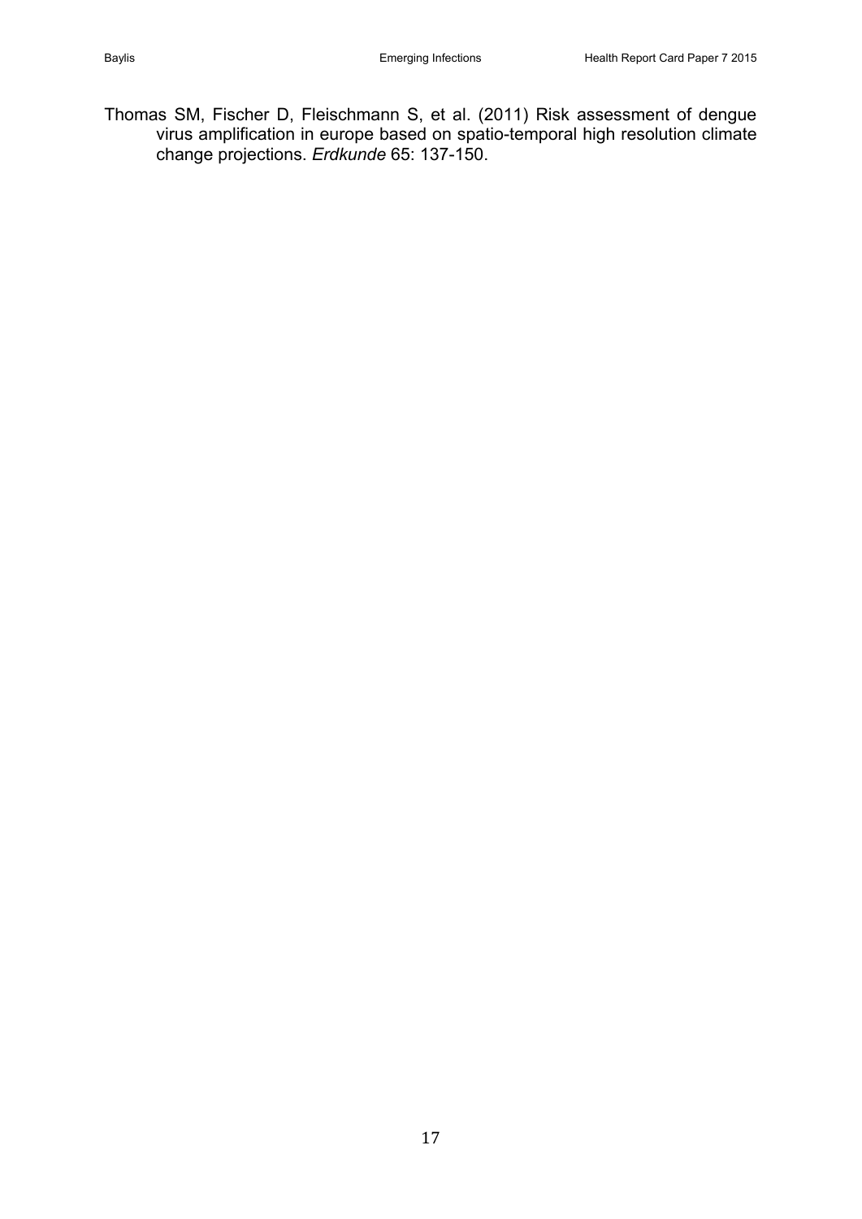Thomas SM, Fischer D, Fleischmann S, et al. (2011) Risk assessment of dengue virus amplification in europe based on spatio-temporal high resolution climate change projections. *Erdkunde* 65: 137-150.